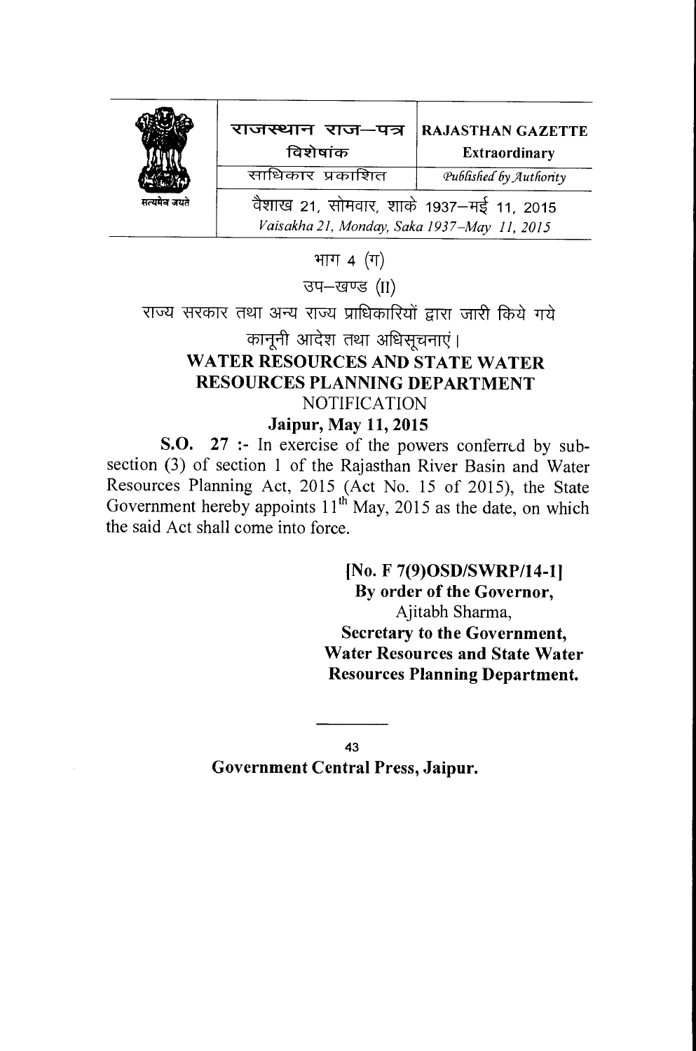| राजस्थान राज–पत्र विशेषांक | RAJASTHAN GAZETTE Extraordinary |
|---|---|
| साधिकार प्रकाशित | *Published by Authority* |

वैशाख 21, सोमवार, शाके 1937–मई 11, 2015
*Vaisakha 21, Monday, Saka 1937–May 11, 2015*

भाग 4 (ग)

उप–खण्ड (II)

राज्य सरकार तथा अन्य राज्य प्राधिकारियों द्वारा जारी किये गये कानूनी आदेश तथा अधिसूचनाएं।

## WATER RESOURCES AND STATE WATER RESOURCES PLANNING DEPARTMENT

NOTIFICATION

**Jaipur, May 11, 2015**

**S.O. 27** :- In exercise of the powers conferred by sub-section (3) of section 1 of the Rajasthan River Basin and Water Resources Planning Act, 2015 (Act No. 15 of 2015), the State Government hereby appoints 11th May, 2015 as the date, on which the said Act shall come into force.

**[No. F 7(9)OSD/SWRP/14-1]**
**By order of the Governor,**
Ajitabh Sharma,
**Secretary to the Government,**
**Water Resources and State Water Resources Planning Department.**

**Government Central Press, Jaipur.**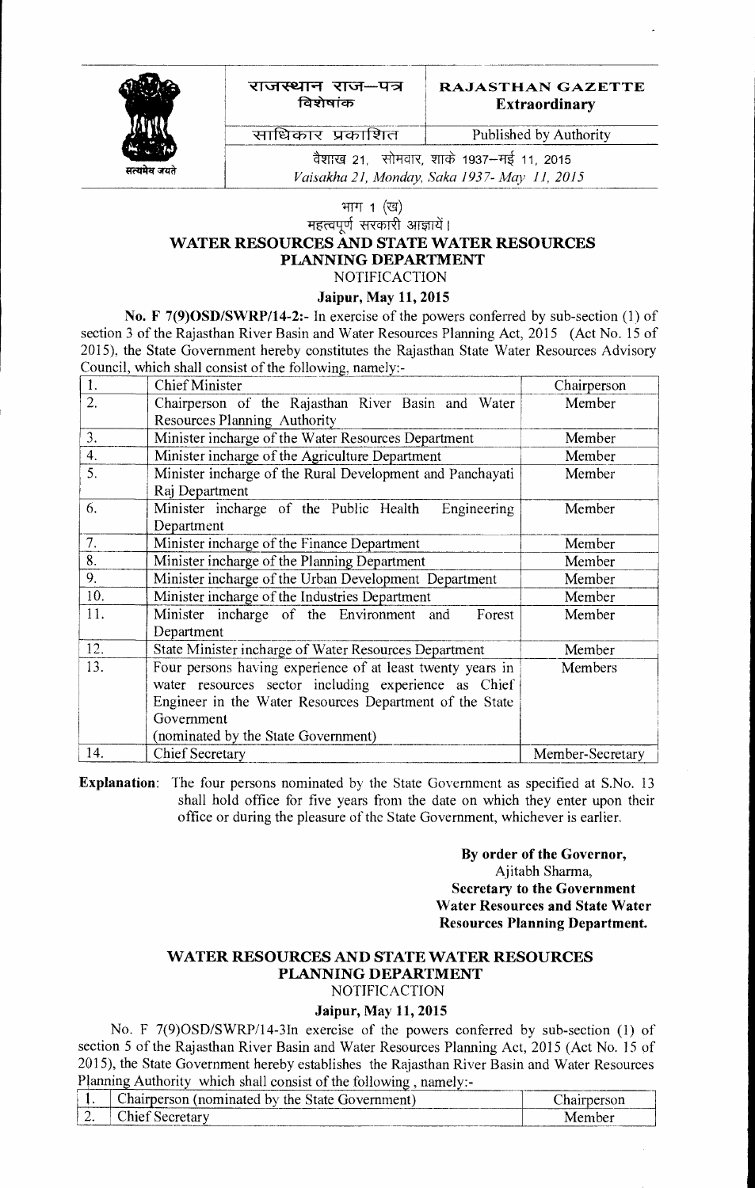| राजस्थान राज–पत्र विशेषांक | RAJASTHAN GAZETTE **Extraordinary** |
|---|---|
| साधिकार प्रकाशित | Published by Authority |

वैशाख 21, सोमवार, शाके 1937–मई 11, 2015
*Vaisakha 21, Monday, Saka 1937- May 11, 2015*

भाग 1 (ख)
महत्वपूर्ण सरकारी आज्ञायें।

## WATER RESOURCES AND STATE WATER RESOURCES PLANNING DEPARTMENT

NOTIFICACTION

**Jaipur, May 11, 2015**

**No. F 7(9)OSD/SWRP/14-2:-** In exercise of the powers conferred by sub-section (1) of section 3 of the Rajasthan River Basin and Water Resources Planning Act, 2015 (Act No. 15 of 2015), the State Government hereby constitutes the Rajasthan State Water Resources Advisory Council, which shall consist of the following, namely:-

| 1. | Chief Minister | Chairperson |
|---|---|---|
| 2. | Chairperson of the Rajasthan River Basin and Water Resources Planning Authority | Member |
| 3. | Minister incharge of the Water Resources Department | Member |
| 4. | Minister incharge of the Agriculture Department | Member |
| 5. | Minister incharge of the Rural Development and Panchayati Raj Department | Member |
| 6. | Minister incharge of the Public Health Engineering Department | Member |
| 7. | Minister incharge of the Finance Department | Member |
| 8. | Minister incharge of the Planning Department | Member |
| 9. | Minister incharge of the Urban Development Department | Member |
| 10. | Minister incharge of the Industries Department | Member |
| 11. | Minister incharge of the Environment and Forest Department | Member |
| 12. | State Minister incharge of Water Resources Department | Member |
| 13. | Four persons having experience of at least twenty years in water resources sector including experience as Chief Engineer in the Water Resources Department of the State Government (nominated by the State Government) | Members |
| 14. | Chief Secretary | Member-Secretary |

**Explanation**: The four persons nominated by the State Government as specified at S.No. 13 shall hold office for five years from the date on which they enter upon their office or during the pleasure of the State Government, whichever is earlier.

**By order of the Governor,**
Ajitabh Sharma,
**Secretary to the Government**
**Water Resources and State Water Resources Planning Department.**

## WATER RESOURCES AND STATE WATER RESOURCES PLANNING DEPARTMENT

NOTIFICACTION

**Jaipur, May 11, 2015**

No. F 7(9)OSD/SWRP/14-3In exercise of the powers conferred by sub-section (1) of section 5 of the Rajasthan River Basin and Water Resources Planning Act, 2015 (Act No. 15 of 2015), the State Government hereby establishes the Rajasthan River Basin and Water Resources Planning Authority which shall consist of the following , namely:-

| 1. | Chairperson (nominated by the State Government) | Chairperson |
|---|---|---|
| 2. | Chief Secretary | Member |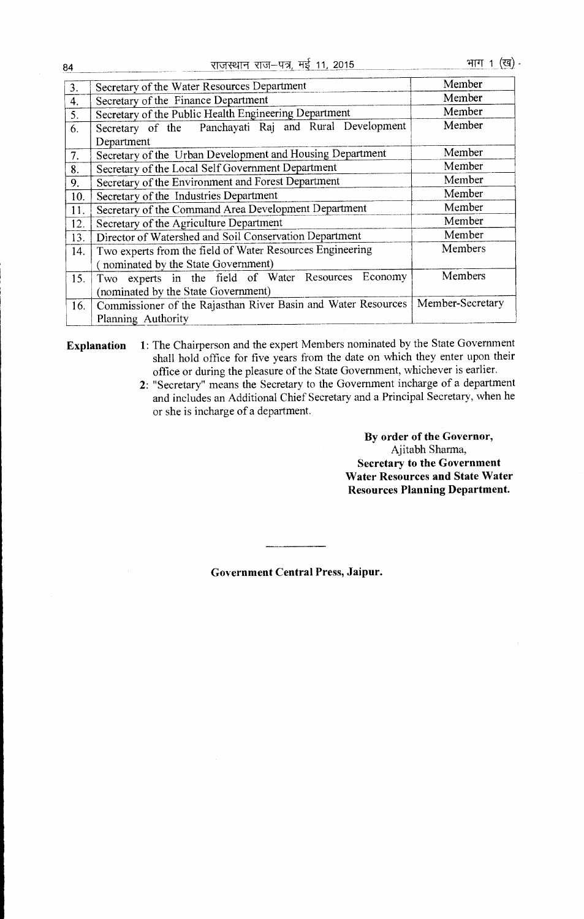| 3. | Secretary of the Water Resources Department | Member |
|---|---|---|
| 4. | Secretary of the Finance Department | Member |
| 5. | Secretary of the Public Health Engineering Department | Member |
| 6. | Secretary of the Panchayati Raj and Rural Development Department | Member |
| 7. | Secretary of the Urban Development and Housing Department | Member |
| 8. | Secretary of the Local Self Government Department | Member |
| 9. | Secretary of the Environment and Forest Department | Member |
| 10. | Secretary of the Industries Department | Member |
| 11. | Secretary of the Command Area Development Department | Member |
| 12. | Secretary of the Agriculture Department | Member |
| 13. | Director of Watershed and Soil Conservation Department | Member |
| 14. | Two experts from the field of Water Resources Engineering (nominated by the State Government) | Members |
| 15. | Two experts in the field of Water Resources Economy (nominated by the State Government) | Members |
| 16. | Commissioner of the Rajasthan River Basin and Water Resources Planning Authority | Member-Secretary |

**Explanation**

1: The Chairperson and the expert Members nominated by the State Government shall hold office for five years from the date on which they enter upon their office or during the pleasure of the State Government, whichever is earlier.

2: "Secretary" means the Secretary to the Government incharge of a department and includes an Additional Chief Secretary and a Principal Secretary, when he or she is incharge of a department.

**By order of the Governor,**
Ajitabh Sharma,
**Secretary to the Government**
**Water Resources and State Water Resources Planning Department.**

---

**Government Central Press, Jaipur.**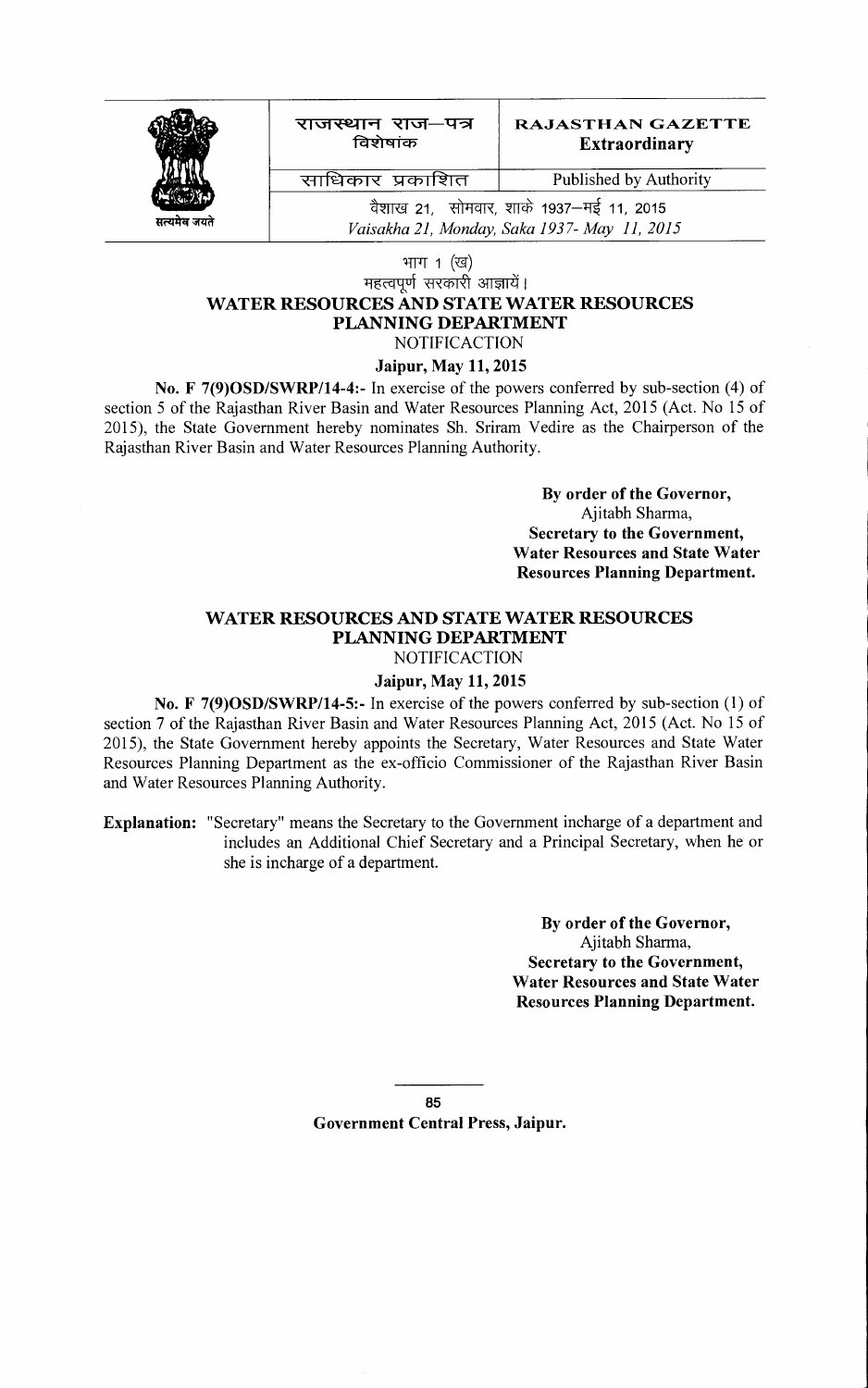| राजस्थान राज–पत्र विशेषांक | RAJASTHAN GAZETTE Extraordinary |
| --- | --- |
| साधिकार प्रकाशित | Published by Authority |
| वैशाख 21, सोमवार, शाके 1937–मई 11, 2015 | *Vaisakha 21, Monday, Saka 1937- May 11, 2015* |

सत्यमेव जयते

भाग 1 (ख)

महत्वपूर्ण सरकारी आज्ञायें।

## WATER RESOURCES AND STATE WATER RESOURCES PLANNING DEPARTMENT

NOTIFICACTION

**Jaipur, May 11, 2015**

**No. F 7(9)OSD/SWRP/14-4:-** In exercise of the powers conferred by sub-section (4) of section 5 of the Rajasthan River Basin and Water Resources Planning Act, 2015 (Act. No 15 of 2015), the State Government hereby nominates Sh. Sriram Vedire as the Chairperson of the Rajasthan River Basin and Water Resources Planning Authority.

**By order of the Governor,**
Ajitabh Sharma,
**Secretary to the Government,**
**Water Resources and State Water Resources Planning Department.**

## WATER RESOURCES AND STATE WATER RESOURCES PLANNING DEPARTMENT

NOTIFICACTION

**Jaipur, May 11, 2015**

**No. F 7(9)OSD/SWRP/14-5:-** In exercise of the powers conferred by sub-section (1) of section 7 of the Rajasthan River Basin and Water Resources Planning Act, 2015 (Act. No 15 of 2015), the State Government hereby appoints the Secretary, Water Resources and State Water Resources Planning Department as the ex-officio Commissioner of the Rajasthan River Basin and Water Resources Planning Authority.

**Explanation:** "Secretary" means the Secretary to the Government incharge of a department and includes an Additional Chief Secretary and a Principal Secretary, when he or she is incharge of a department.

**By order of the Governor,**
Ajitabh Sharma,
**Secretary to the Government,**
**Water Resources and State Water Resources Planning Department.**

---

**Government Central Press, Jaipur.**